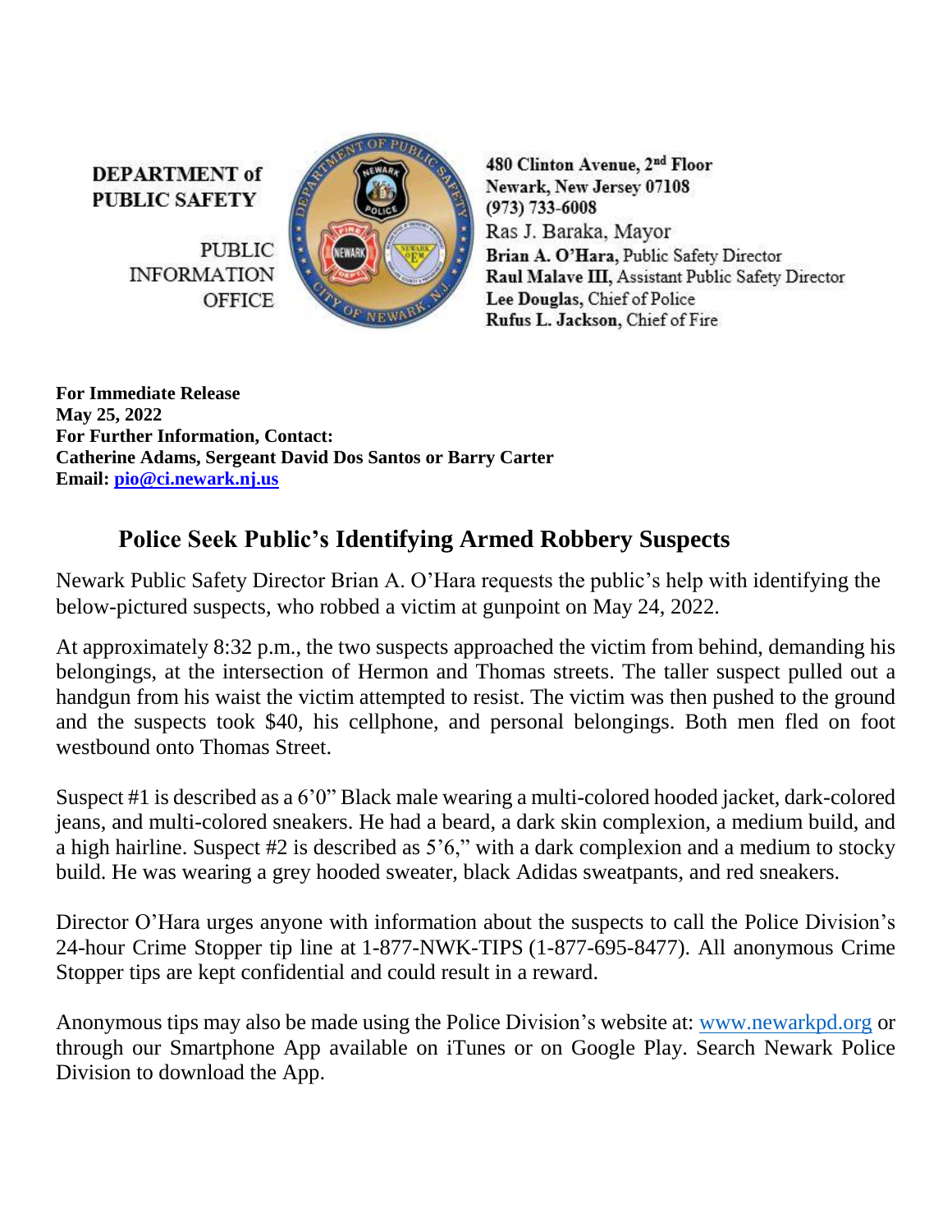**DEPARTMENT of PUBLIC SAFETY**

PUBLIC INFORMATION OFFICE

**480 Clinton Avenue, 2nd Floor**
**Newark, New Jersey 07108**
**(973) 733-6008**
Ras J. Baraka, Mayor
**Brian A. O'Hara,** Public Safety Director
**Raul Malave III,** Assistant Public Safety Director
**Lee Douglas,** Chief of Police
**Rufus L. Jackson,** Chief of Fire

**For Immediate Release**
**May 25, 2022**
**For Further Information, Contact:**
**Catherine Adams, Sergeant David Dos Santos or Barry Carter**
**Email: pio@ci.newark.nj.us**

## Police Seek Public's Identifying Armed Robbery Suspects

Newark Public Safety Director Brian A. O'Hara requests the public's help with identifying the below-pictured suspects, who robbed a victim at gunpoint on May 24, 2022.

At approximately 8:32 p.m., the two suspects approached the victim from behind, demanding his belongings, at the intersection of Hermon and Thomas streets. The taller suspect pulled out a handgun from his waist the victim attempted to resist. The victim was then pushed to the ground and the suspects took $40, his cellphone, and personal belongings. Both men fled on foot westbound onto Thomas Street.

Suspect #1 is described as a 6'0" Black male wearing a multi-colored hooded jacket, dark-colored jeans, and multi-colored sneakers. He had a beard, a dark skin complexion, a medium build, and a high hairline. Suspect #2 is described as 5'6," with a dark complexion and a medium to stocky build. He was wearing a grey hooded sweater, black Adidas sweatpants, and red sneakers.

Director O'Hara urges anyone with information about the suspects to call the Police Division's 24-hour Crime Stopper tip line at 1-877-NWK-TIPS (1-877-695-8477). All anonymous Crime Stopper tips are kept confidential and could result in a reward.

Anonymous tips may also be made using the Police Division's website at: www.newarkpd.org or through our Smartphone App available on iTunes or on Google Play. Search Newark Police Division to download the App.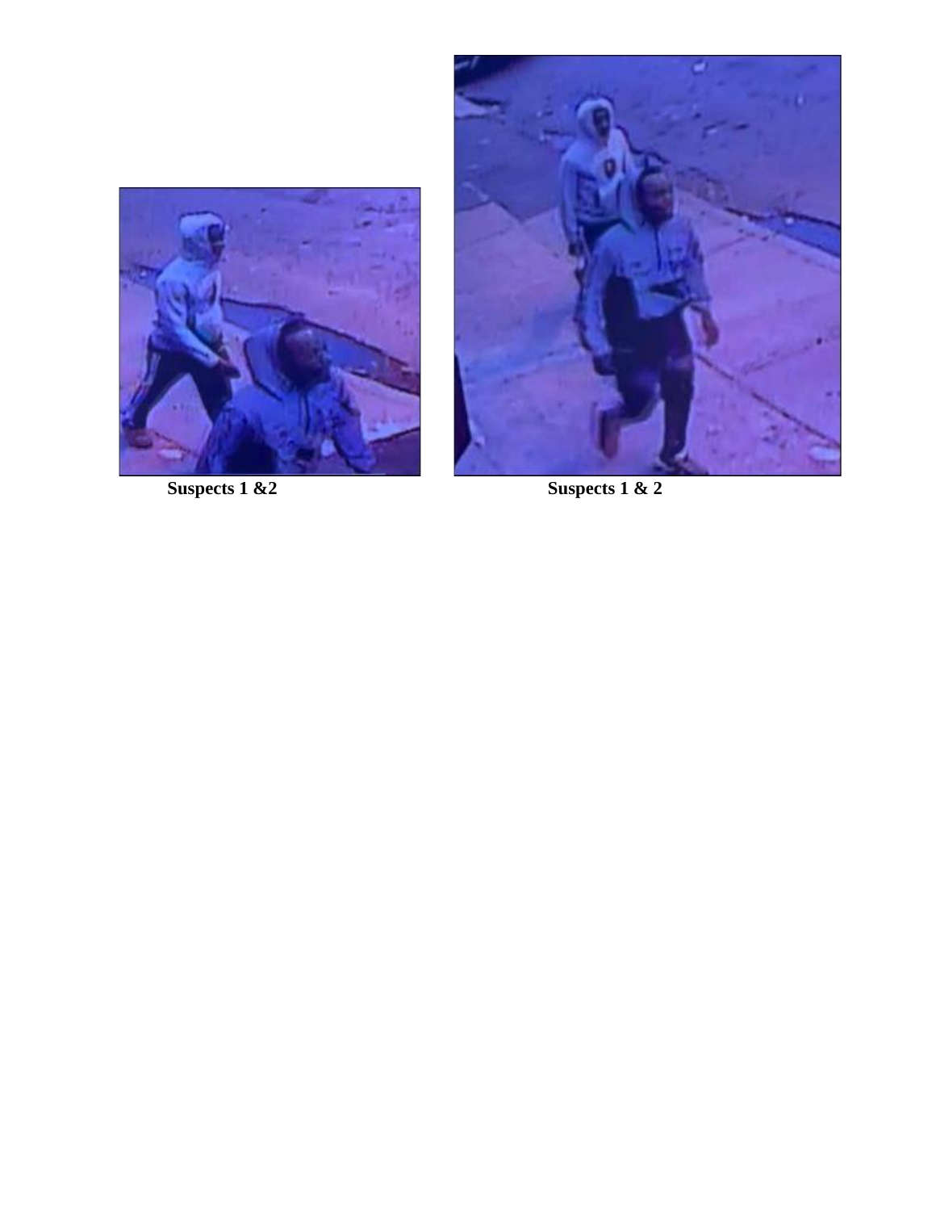Suspects 1 &2

Suspects 1 & 2